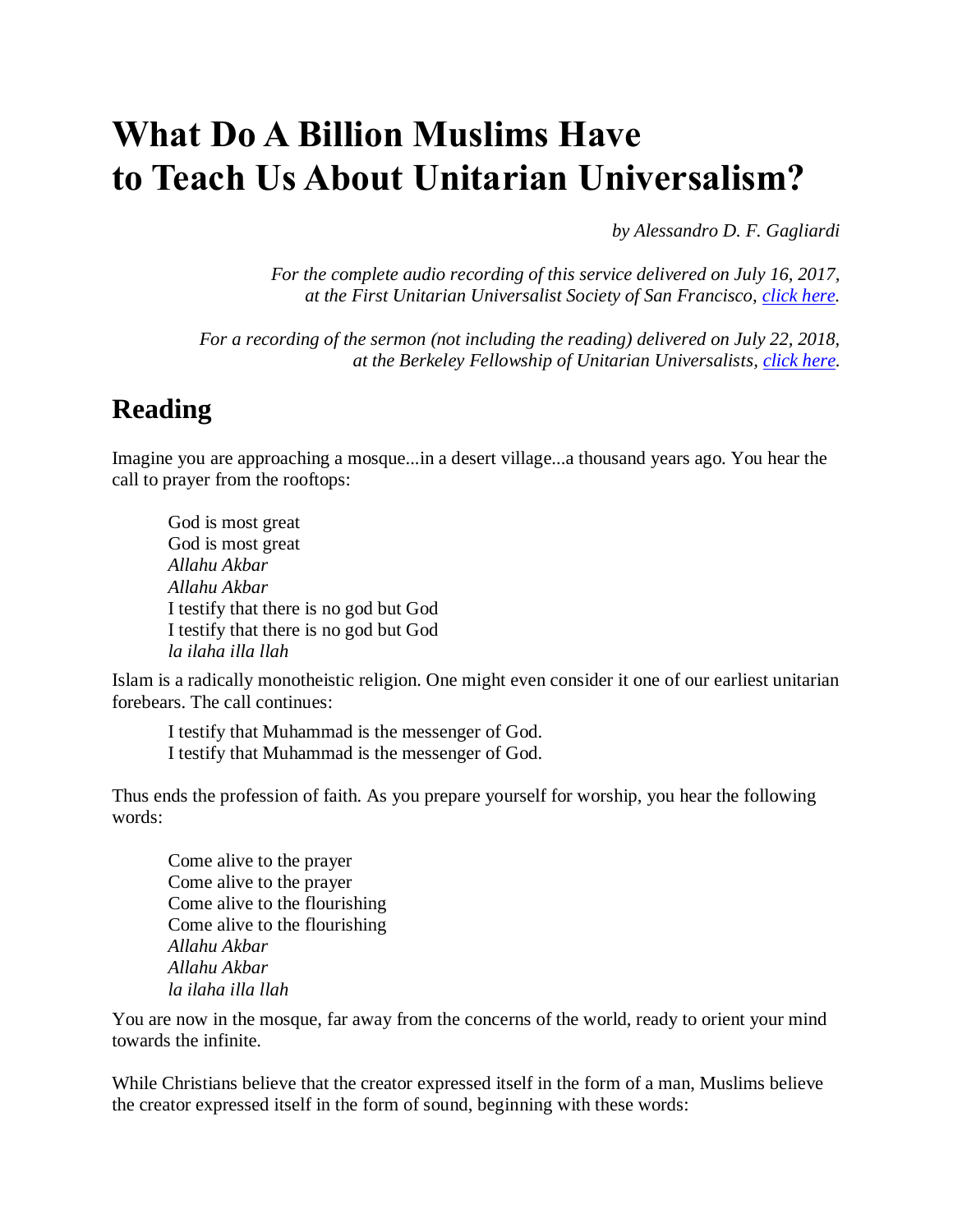# What Do A Billion Muslims Have to Teach Us About Unitarian Universalism?

*by Alessandro D. F. Gagliardi*

*For the complete audio recording of this service delivered on July 16, 2017, at the First Unitarian Universalist Society of San Francisco, click here.*

*For a recording of the sermon (not including the reading) delivered on July 22, 2018, at the Berkeley Fellowship of Unitarian Universalists, click here.*

## Reading

Imagine you are approaching a mosque...in a desert village...a thousand years ago. You hear the call to prayer from the rooftops:

> God is most great
> God is most great
> *Allahu Akbar*
> *Allahu Akbar*
> I testify that there is no god but God
> I testify that there is no god but God
> *la ilaha illa llah*

Islam is a radically monotheistic religion. One might even consider it one of our earliest unitarian forebears. The call continues:

> I testify that Muhammad is the messenger of God.
> I testify that Muhammad is the messenger of God.

Thus ends the profession of faith. As you prepare yourself for worship, you hear the following words:

> Come alive to the prayer
> Come alive to the prayer
> Come alive to the flourishing
> Come alive to the flourishing
> *Allahu Akbar*
> *Allahu Akbar*
> *la ilaha illa llah*

You are now in the mosque, far away from the concerns of the world, ready to orient your mind towards the infinite.

While Christians believe that the creator expressed itself in the form of a man, Muslims believe the creator expressed itself in the form of sound, beginning with these words: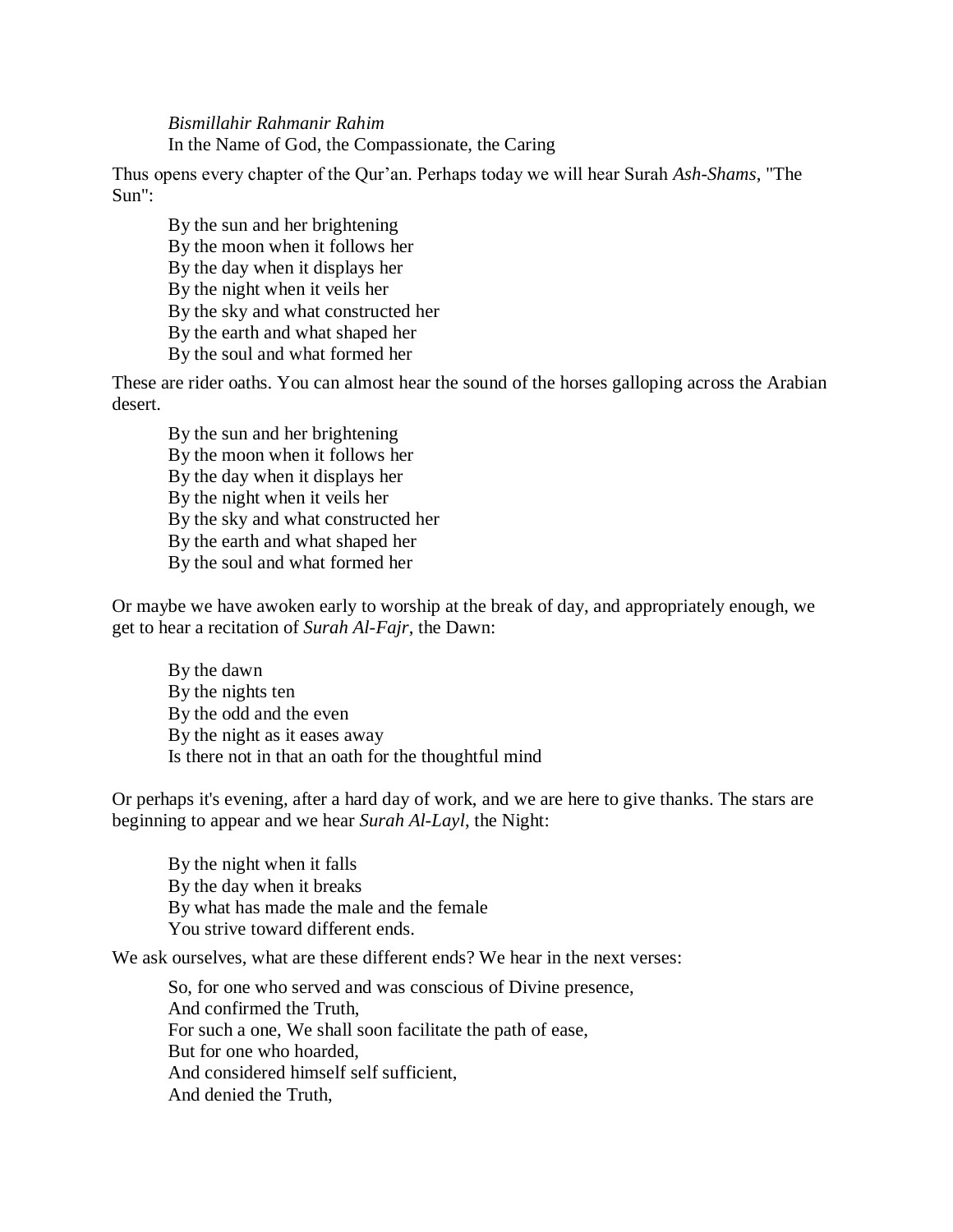*Bismillahir Rahmanir Rahim*
In the Name of God, the Compassionate, the Caring

Thus opens every chapter of the Qur'an. Perhaps today we will hear Surah *Ash-Shams*, "The Sun":

> By the sun and her brightening
> By the moon when it follows her
> By the day when it displays her
> By the night when it veils her
> By the sky and what constructed her
> By the earth and what shaped her
> By the soul and what formed her

These are rider oaths. You can almost hear the sound of the horses galloping across the Arabian desert.

> By the sun and her brightening
> By the moon when it follows her
> By the day when it displays her
> By the night when it veils her
> By the sky and what constructed her
> By the earth and what shaped her
> By the soul and what formed her

Or maybe we have awoken early to worship at the break of day, and appropriately enough, we get to hear a recitation of *Surah Al-Fajr*, the Dawn:

> By the dawn
> By the nights ten
> By the odd and the even
> By the night as it eases away
> Is there not in that an oath for the thoughtful mind

Or perhaps it's evening, after a hard day of work, and we are here to give thanks. The stars are beginning to appear and we hear *Surah Al-Layl*, the Night:

> By the night when it falls
> By the day when it breaks
> By what has made the male and the female
> You strive toward different ends.

We ask ourselves, what are these different ends? We hear in the next verses:

> So, for one who served and was conscious of Divine presence,
> And confirmed the Truth,
> For such a one, We shall soon facilitate the path of ease,
> But for one who hoarded,
> And considered himself self sufficient,
> And denied the Truth,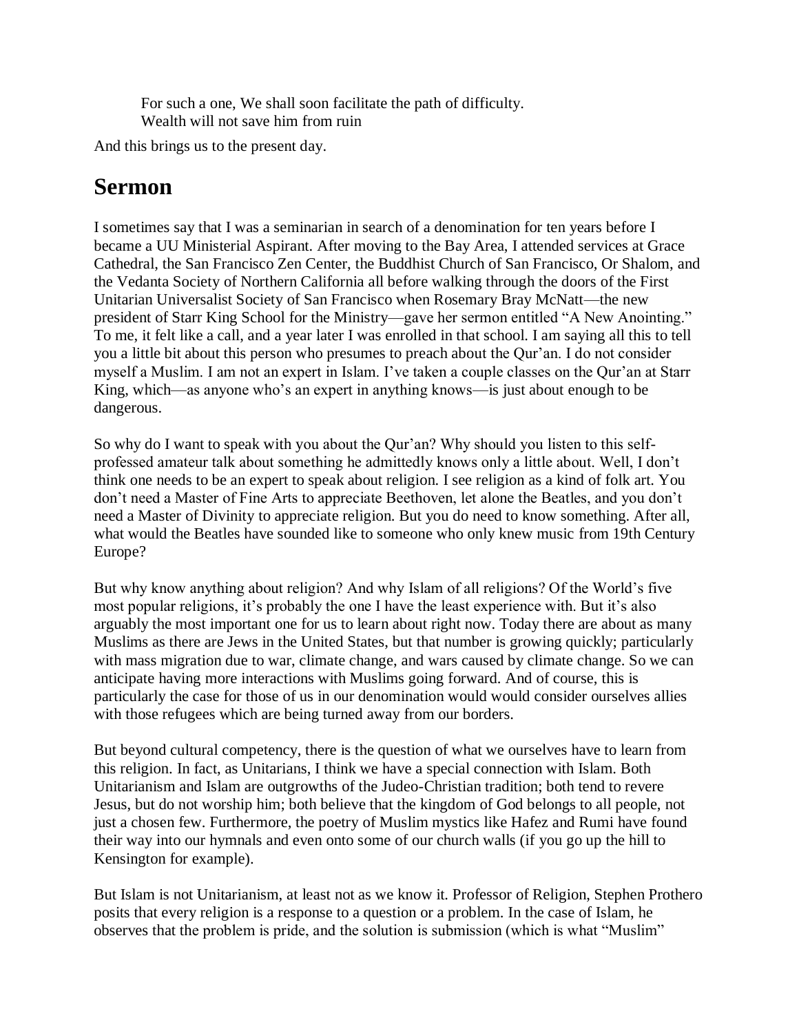> For such a one, We shall soon facilitate the path of difficulty.
> Wealth will not save him from ruin

And this brings us to the present day.

## Sermon

I sometimes say that I was a seminarian in search of a denomination for ten years before I became a UU Ministerial Aspirant. After moving to the Bay Area, I attended services at Grace Cathedral, the San Francisco Zen Center, the Buddhist Church of San Francisco, Or Shalom, and the Vedanta Society of Northern California all before walking through the doors of the First Unitarian Universalist Society of San Francisco when Rosemary Bray McNatt—the new president of Starr King School for the Ministry—gave her sermon entitled "A New Anointing." To me, it felt like a call, and a year later I was enrolled in that school. I am saying all this to tell you a little bit about this person who presumes to preach about the Qur'an. I do not consider myself a Muslim. I am not an expert in Islam. I've taken a couple classes on the Qur'an at Starr King, which—as anyone who's an expert in anything knows—is just about enough to be dangerous.

So why do I want to speak with you about the Qur'an? Why should you listen to this self-professed amateur talk about something he admittedly knows only a little about. Well, I don't think one needs to be an expert to speak about religion. I see religion as a kind of folk art. You don't need a Master of Fine Arts to appreciate Beethoven, let alone the Beatles, and you don't need a Master of Divinity to appreciate religion. But you do need to know something. After all, what would the Beatles have sounded like to someone who only knew music from 19th Century Europe?

But why know anything about religion? And why Islam of all religions? Of the World's five most popular religions, it's probably the one I have the least experience with. But it's also arguably the most important one for us to learn about right now. Today there are about as many Muslims as there are Jews in the United States, but that number is growing quickly; particularly with mass migration due to war, climate change, and wars caused by climate change. So we can anticipate having more interactions with Muslims going forward. And of course, this is particularly the case for those of us in our denomination would would consider ourselves allies with those refugees which are being turned away from our borders.

But beyond cultural competency, there is the question of what we ourselves have to learn from this religion. In fact, as Unitarians, I think we have a special connection with Islam. Both Unitarianism and Islam are outgrowths of the Judeo-Christian tradition; both tend to revere Jesus, but do not worship him; both believe that the kingdom of God belongs to all people, not just a chosen few. Furthermore, the poetry of Muslim mystics like Hafez and Rumi have found their way into our hymnals and even onto some of our church walls (if you go up the hill to Kensington for example).

But Islam is not Unitarianism, at least not as we know it. Professor of Religion, Stephen Prothero posits that every religion is a response to a question or a problem. In the case of Islam, he observes that the problem is pride, and the solution is submission (which is what "Muslim"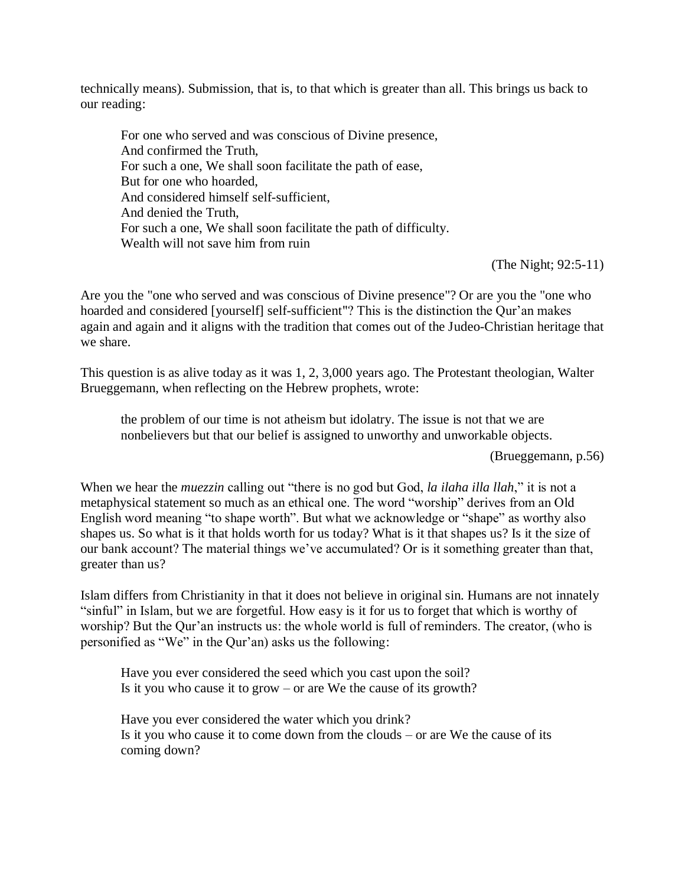technically means). Submission, that is, to that which is greater than all. This brings us back to our reading:

> For one who served and was conscious of Divine presence,
> And confirmed the Truth,
> For such a one, We shall soon facilitate the path of ease,
> But for one who hoarded,
> And considered himself self-sufficient,
> And denied the Truth,
> For such a one, We shall soon facilitate the path of difficulty.
> Wealth will not save him from ruin
>
> (The Night; 92:5-11)

Are you the "one who served and was conscious of Divine presence"? Or are you the "one who hoarded and considered [yourself] self-sufficient"? This is the distinction the Qur'an makes again and again and it aligns with the tradition that comes out of the Judeo-Christian heritage that we share.

This question is as alive today as it was 1, 2, 3,000 years ago. The Protestant theologian, Walter Brueggemann, when reflecting on the Hebrew prophets, wrote:

> the problem of our time is not atheism but idolatry. The issue is not that we are nonbelievers but that our belief is assigned to unworthy and unworkable objects.
>
> (Brueggemann, p.56)

When we hear the *muezzin* calling out "there is no god but God, *la ilaha illa llah*," it is not a metaphysical statement so much as an ethical one. The word "worship" derives from an Old English word meaning "to shape worth". But what we acknowledge or "shape" as worthy also shapes us. So what is it that holds worth for us today? What is it that shapes us? Is it the size of our bank account? The material things we've accumulated? Or is it something greater than that, greater than us?

Islam differs from Christianity in that it does not believe in original sin. Humans are not innately "sinful" in Islam, but we are forgetful. How easy is it for us to forget that which is worthy of worship? But the Qur'an instructs us: the whole world is full of reminders. The creator, (who is personified as "We" in the Qur'an) asks us the following:

> Have you ever considered the seed which you cast upon the soil?
> Is it you who cause it to grow – or are We the cause of its growth?
>
> Have you ever considered the water which you drink?
> Is it you who cause it to come down from the clouds – or are We the cause of its coming down?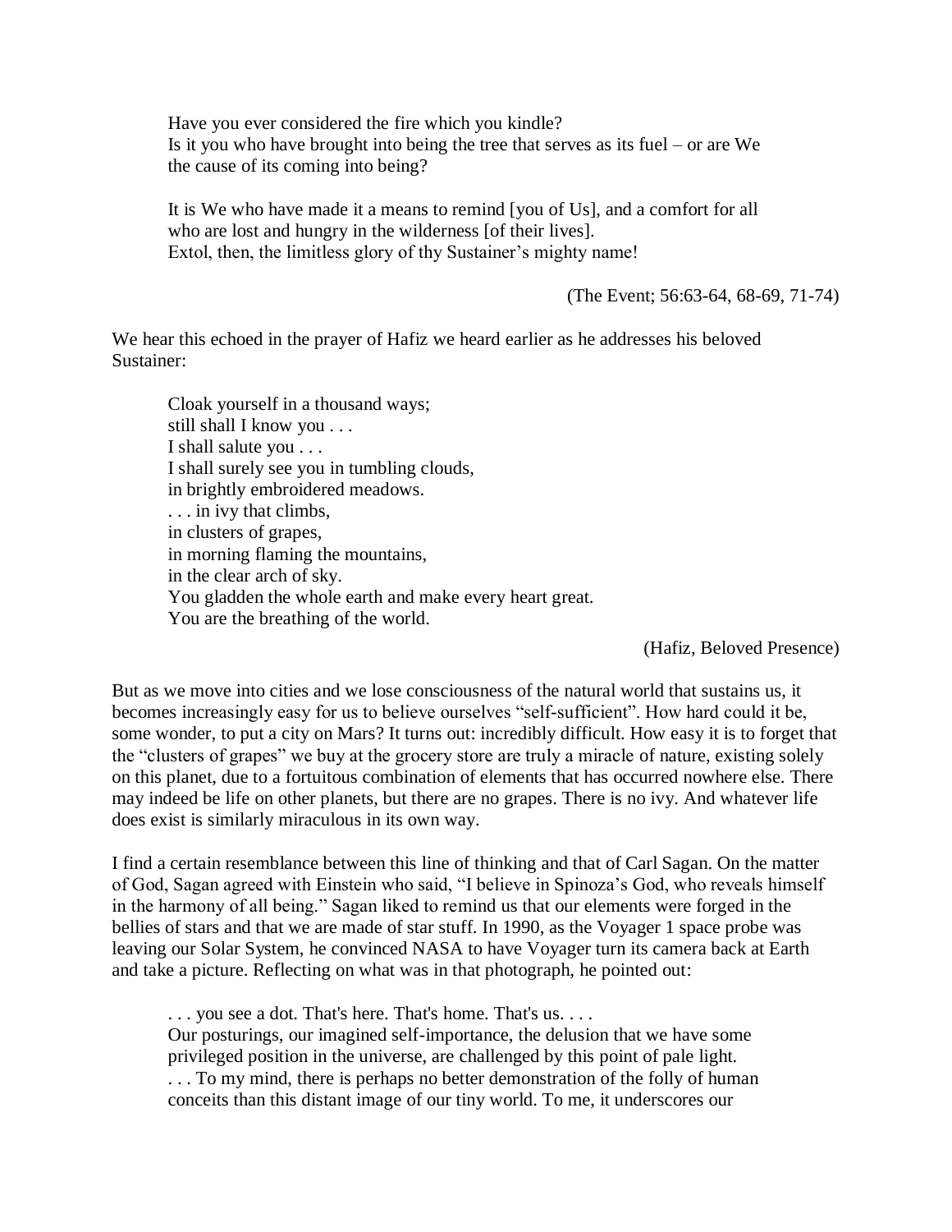> Have you ever considered the fire which you kindle?
> Is it you who have brought into being the tree that serves as its fuel – or are We the cause of its coming into being?
>
> It is We who have made it a means to remind [you of Us], and a comfort for all who are lost and hungry in the wilderness [of their lives].
> Extol, then, the limitless glory of thy Sustainer's mighty name!
>
> (The Event; 56:63-64, 68-69, 71-74)

We hear this echoed in the prayer of Hafiz we heard earlier as he addresses his beloved Sustainer:

> Cloak yourself in a thousand ways;
> still shall I know you . . .
> I shall salute you . . .
> I shall surely see you in tumbling clouds,
> in brightly embroidered meadows.
> . . . in ivy that climbs,
> in clusters of grapes,
> in morning flaming the mountains,
> in the clear arch of sky.
> You gladden the whole earth and make every heart great.
> You are the breathing of the world.
>
> (Hafiz, Beloved Presence)

But as we move into cities and we lose consciousness of the natural world that sustains us, it becomes increasingly easy for us to believe ourselves "self-sufficient". How hard could it be, some wonder, to put a city on Mars? It turns out: incredibly difficult. How easy it is to forget that the "clusters of grapes" we buy at the grocery store are truly a miracle of nature, existing solely on this planet, due to a fortuitous combination of elements that has occurred nowhere else. There may indeed be life on other planets, but there are no grapes. There is no ivy. And whatever life does exist is similarly miraculous in its own way.

I find a certain resemblance between this line of thinking and that of Carl Sagan. On the matter of God, Sagan agreed with Einstein who said, "I believe in Spinoza's God, who reveals himself in the harmony of all being." Sagan liked to remind us that our elements were forged in the bellies of stars and that we are made of star stuff. In 1990, as the Voyager 1 space probe was leaving our Solar System, he convinced NASA to have Voyager turn its camera back at Earth and take a picture. Reflecting on what was in that photograph, he pointed out:

> . . . you see a dot. That's here. That's home. That's us. . . .
> Our posturings, our imagined self-importance, the delusion that we have some privileged position in the universe, are challenged by this point of pale light.
> . . . To my mind, there is perhaps no better demonstration of the folly of human conceits than this distant image of our tiny world. To me, it underscores our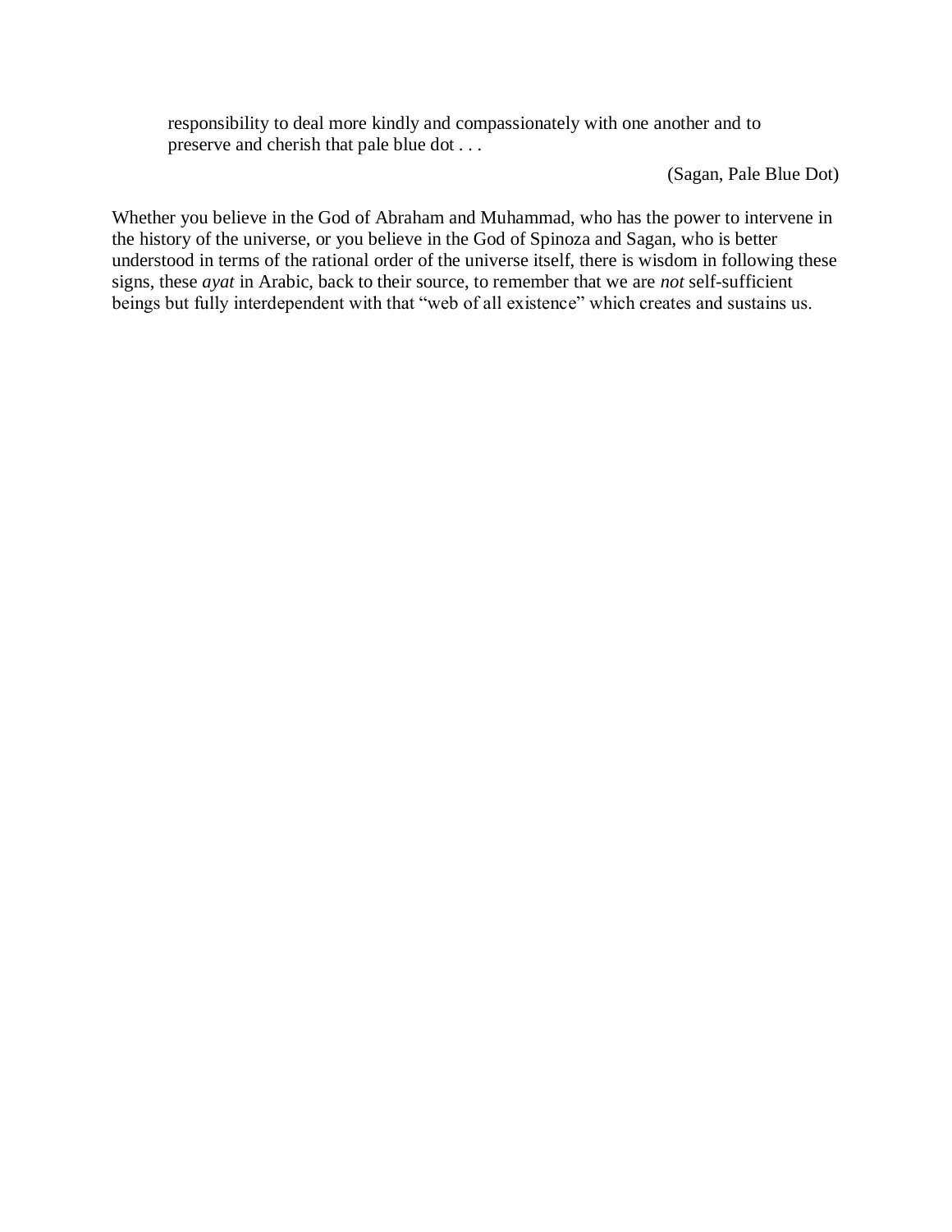> responsibility to deal more kindly and compassionately with one another and to preserve and cherish that pale blue dot . . .
>
> (Sagan, Pale Blue Dot)

Whether you believe in the God of Abraham and Muhammad, who has the power to intervene in the history of the universe, or you believe in the God of Spinoza and Sagan, who is better understood in terms of the rational order of the universe itself, there is wisdom in following these signs, these *ayat* in Arabic, back to their source, to remember that we are *not* self-sufficient beings but fully interdependent with that "web of all existence" which creates and sustains us.